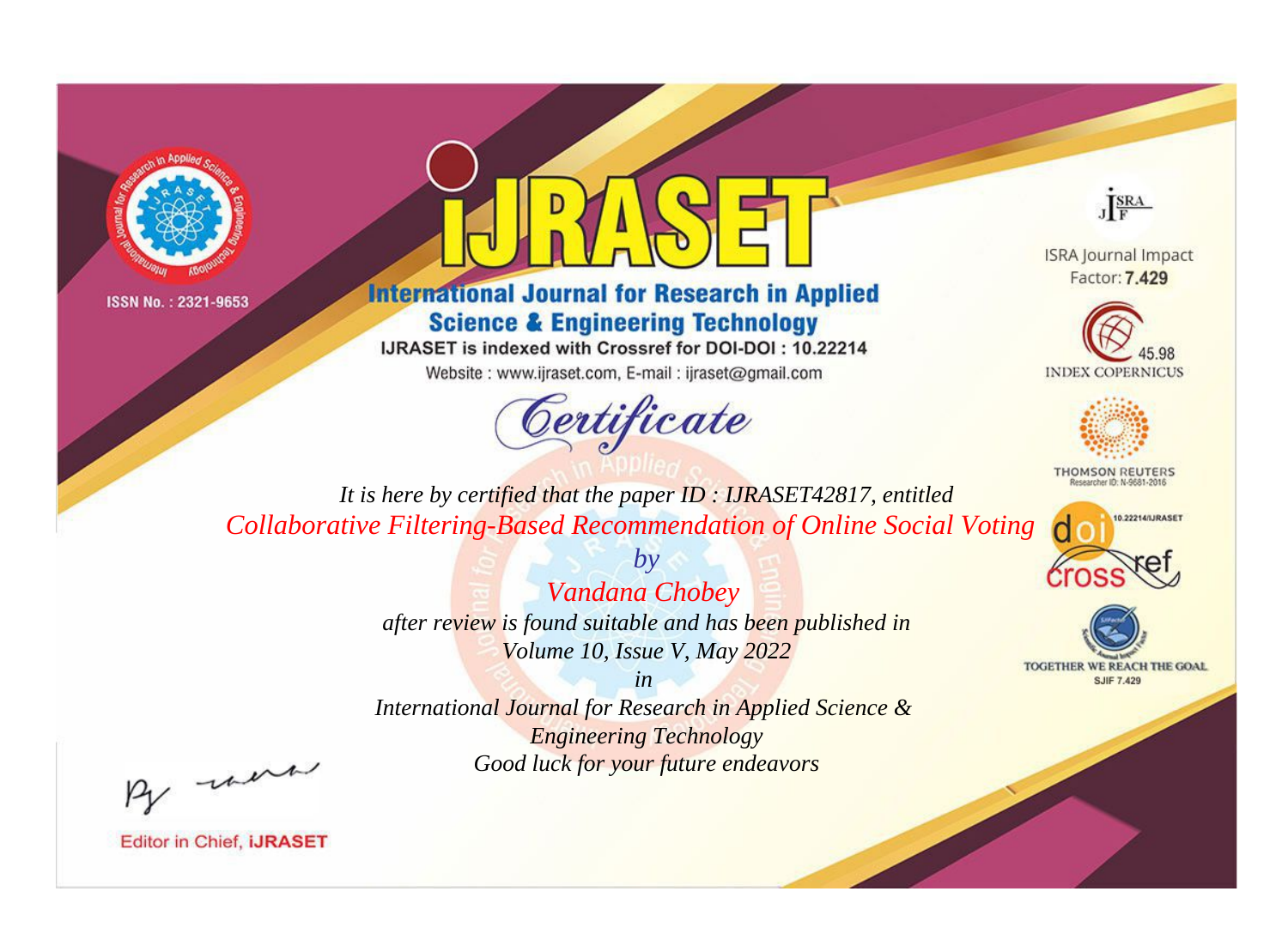ISSN No. : 2321-9653

# IJRASET

## International Journal for Research in Applied Science & Engineering Technology

IJRASET is indexed with Crossref for DOI-DOI : 10.22214

Website : www.ijraset.com, E-mail : ijraset@gmail.com

ISRA Journal Impact Factor: **7.429**

45.98 INDEX COPERNICUS

THOMSON REUTERS Researcher ID: N-9681-2016

10.22214/IJRASET

TOGETHER WE REACH THE GOAL SJIF 7.429

## *Certificate*

*It is here by certified that the paper ID : IJRASET42817, entitled*

*Collaborative Filtering-Based Recommendation of Online Social Voting*

*by*

*Vandana Chobey*

*after review is found suitable and has been published in*

*Volume 10, Issue V, May 2022*

*in*

*International Journal for Research in Applied Science & Engineering Technology*

*Good luck for your future endeavors*

Editor in Chief, **iJRASET**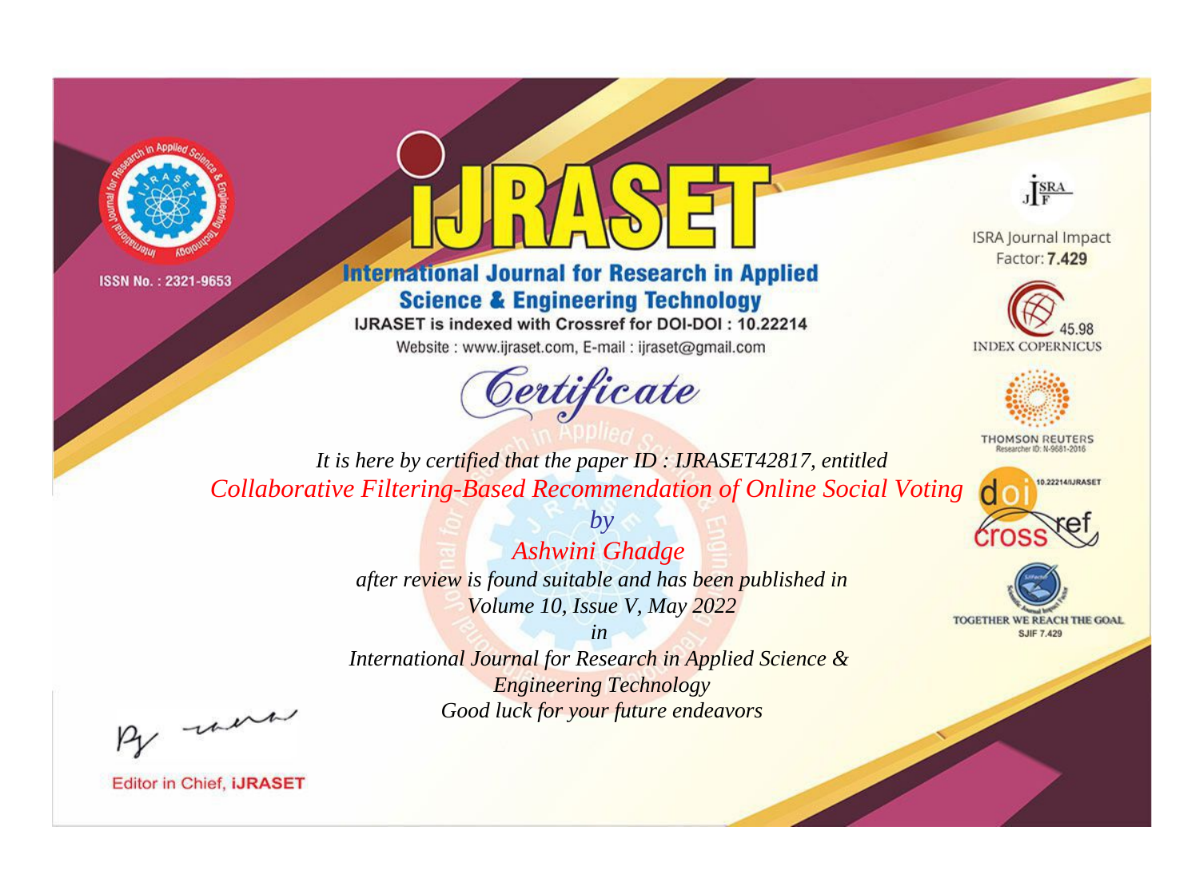ISSN No. : 2321-9653

# IJRASET

## International Journal for Research in Applied Science & Engineering Technology

IJRASET is indexed with Crossref for DOI-DOI : 10.22214

Website : www.ijraset.com, E-mail : ijraset@gmail.com

ISRA Journal Impact Factor: **7.429**

45.98 INDEX COPERNICUS

THOMSON REUTERS Researcher ID: N-9681-2016

10.22214/IJRASET

TOGETHER WE REACH THE GOAL SJIF 7.429

*Certificate*

*It is here by certified that the paper ID : IJRASET42817, entitled*

*Collaborative Filtering-Based Recommendation of Online Social Voting*

*by*

*Ashwini Ghadge*

*after review is found suitable and has been published in*

*Volume 10, Issue V, May 2022*

*in*

*International Journal for Research in Applied Science & Engineering Technology*

*Good luck for your future endeavors*

Editor in Chief, **iJRASET**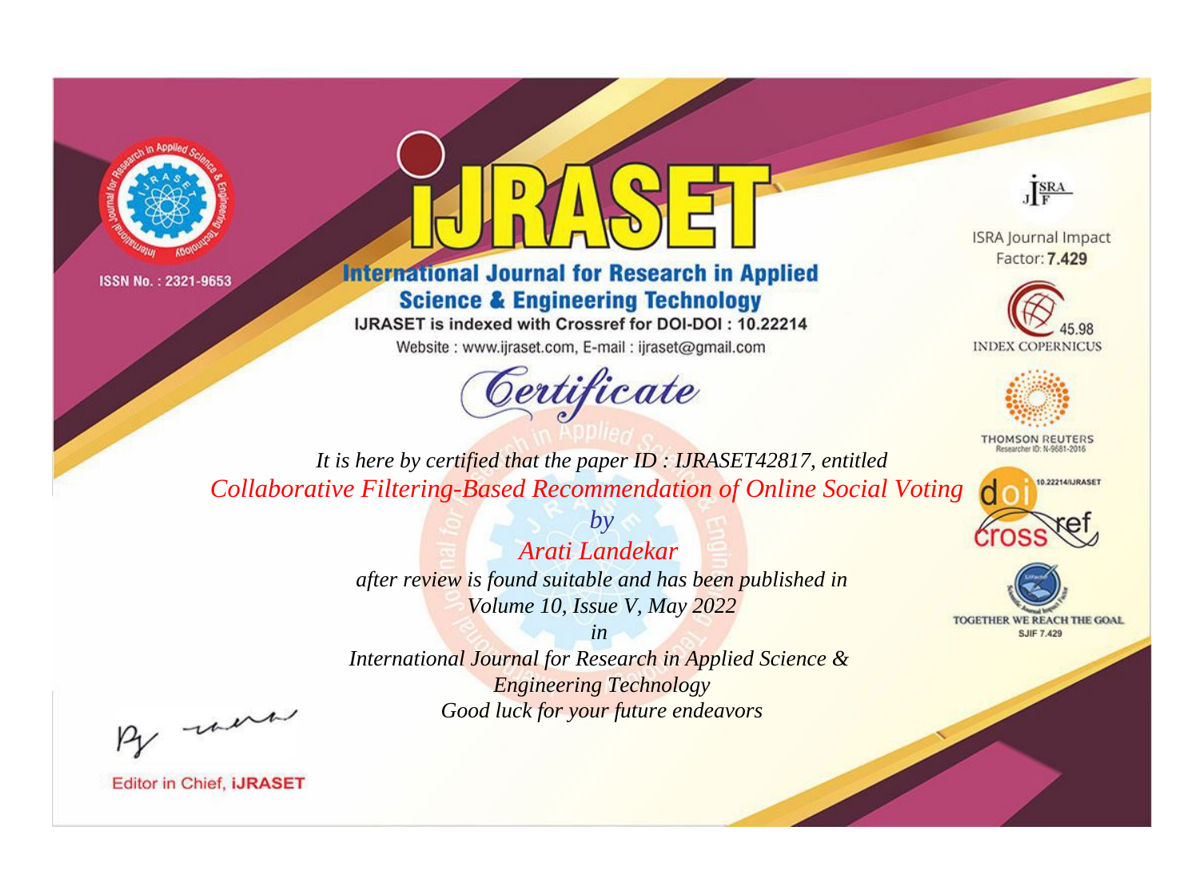ISSN No. : 2321-9653

# iJRASET

## International Journal for Research in Applied Science & Engineering Technology

IJRASET is indexed with Crossref for DOI-DOI : 10.22214

Website : www.ijraset.com, E-mail : ijraset@gmail.com

# Certificate

*It is here by certified that the paper ID : IJRASET42817, entitled*

*Collaborative Filtering-Based Recommendation of Online Social Voting*

*by*

*Arati Landekar*

*after review is found suitable and has been published in*

*Volume 10, Issue V, May 2022*

*in*

*International Journal for Research in Applied Science & Engineering Technology*

*Good luck for your future endeavors*

ISRA Journal Impact Factor: **7.429**

45.98 INDEX COPERNICUS

THOMSON REUTERS Researcher ID: N-9681-2016

10.22214/IJRASET

TOGETHER WE REACH THE GOAL SJIF 7.429

Editor in Chief, **iJRASET**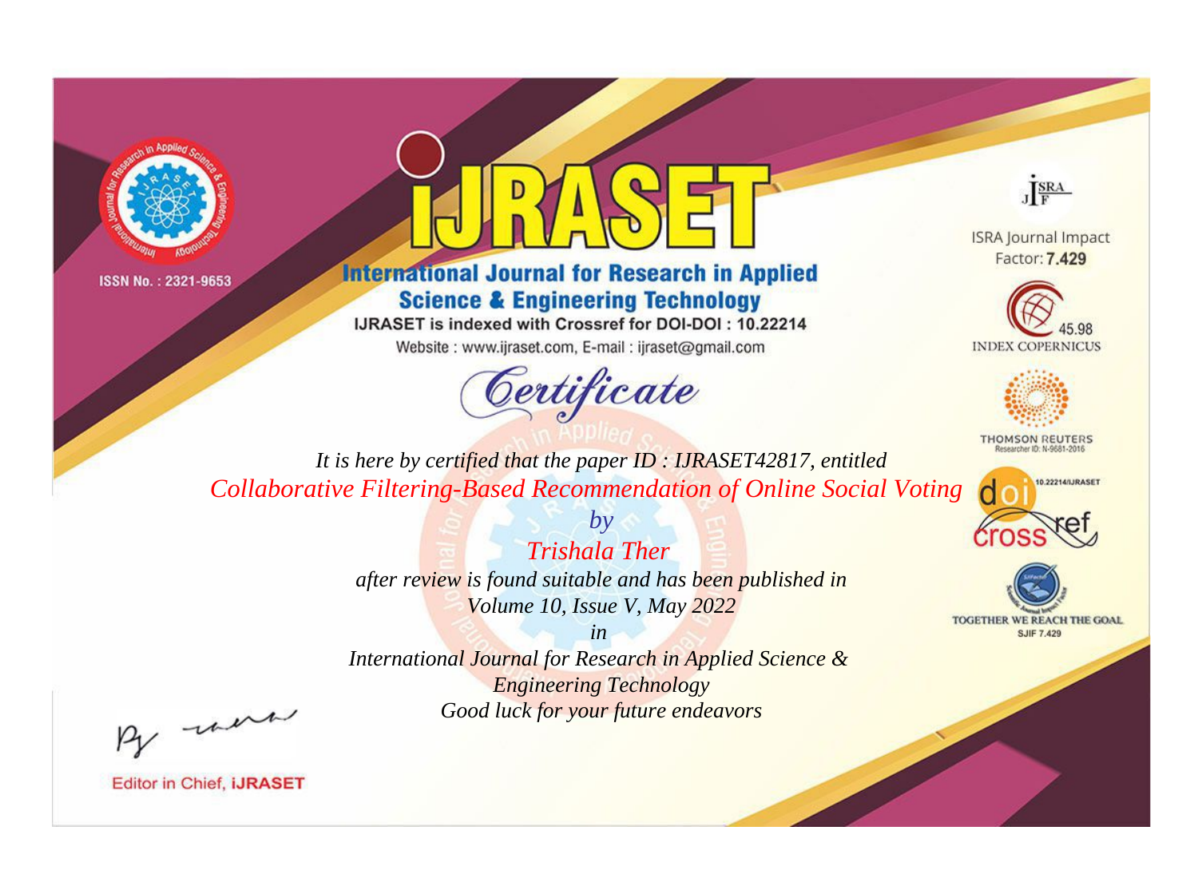ISSN No. : 2321-9653

# International Journal for Research in Applied Science & Engineering Technology

IJRASET is indexed with Crossref for DOI-DOI : 10.22214

Website : www.ijraset.com, E-mail : ijraset@gmail.com

## Certificate

*It is here by certified that the paper ID : IJRASET42817, entitled*

*Collaborative Filtering-Based Recommendation of Online Social Voting*

*by*

*Trishala Ther*

*after review is found suitable and has been published in*

*Volume 10, Issue V, May 2022*

*in*

*International Journal for Research in Applied Science & Engineering Technology*

*Good luck for your future endeavors*

ISRA Journal Impact Factor: **7.429**

45.98 INDEX COPERNICUS

THOMSON REUTERS Researcher ID: N-9681-2016

10.22214/IJRASET

TOGETHER WE REACH THE GOAL SJIF 7.429

Editor in Chief, **iJRASET**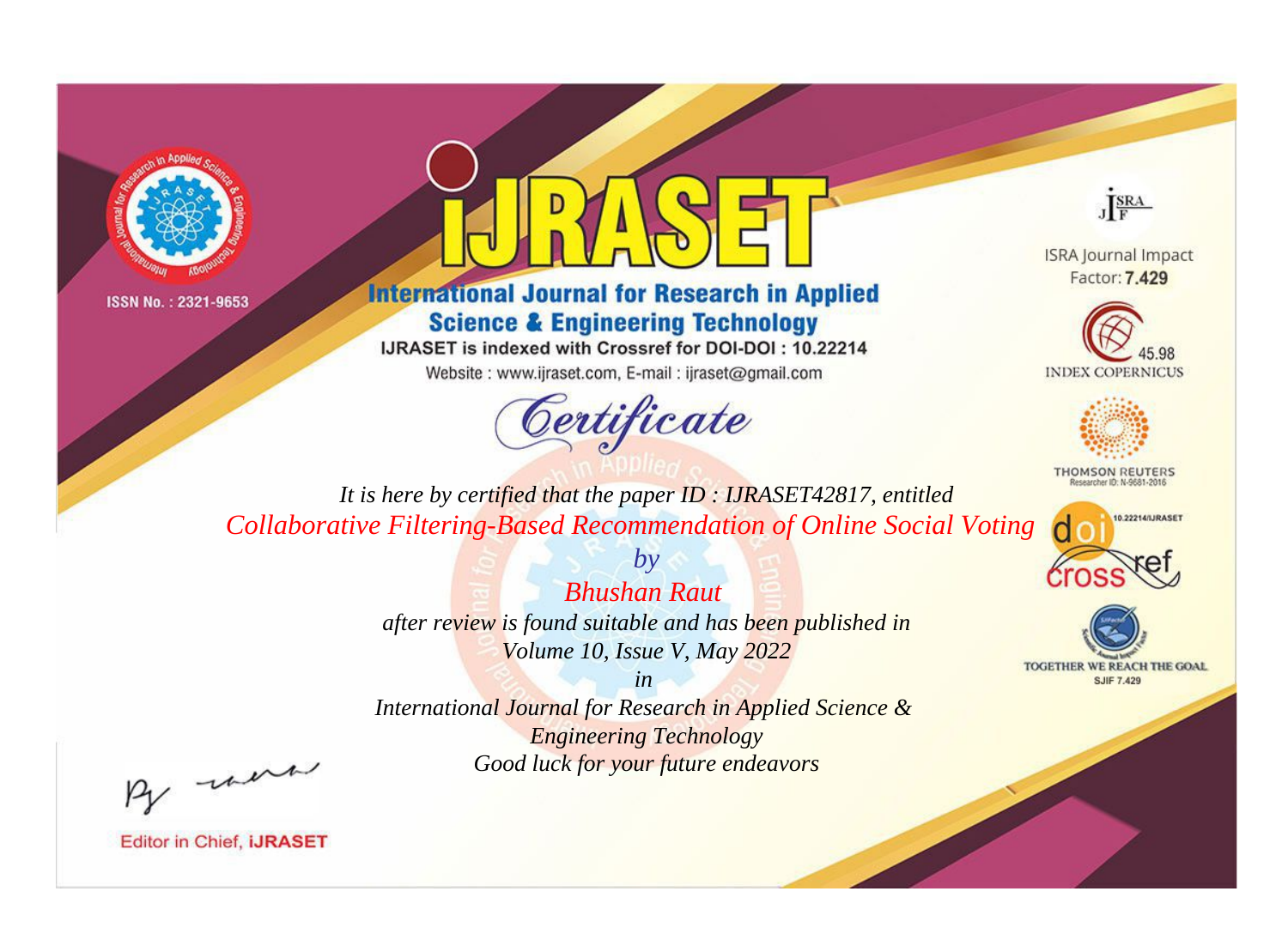ISSN No. : 2321-9653

# International Journal for Research in Applied Science & Engineering Technology

IJRASET is indexed with Crossref for DOI-DOI : 10.22214

Website : www.ijraset.com, E-mail : ijraset@gmail.com

## Certificate

*It is here by certified that the paper ID : IJRASET42817, entitled*

*Collaborative Filtering-Based Recommendation of Online Social Voting*

*by*

*Bhushan Raut*

*after review is found suitable and has been published in*

*Volume 10, Issue V, May 2022*

*in*

*International Journal for Research in Applied Science & Engineering Technology*

*Good luck for your future endeavors*

ISRA Journal Impact Factor: **7.429**

45.98 INDEX COPERNICUS

THOMSON REUTERS Researcher ID: N-9681-2016

10.22214/IJRASET

TOGETHER WE REACH THE GOAL SJIF 7.429

Editor in Chief, **iJRASET**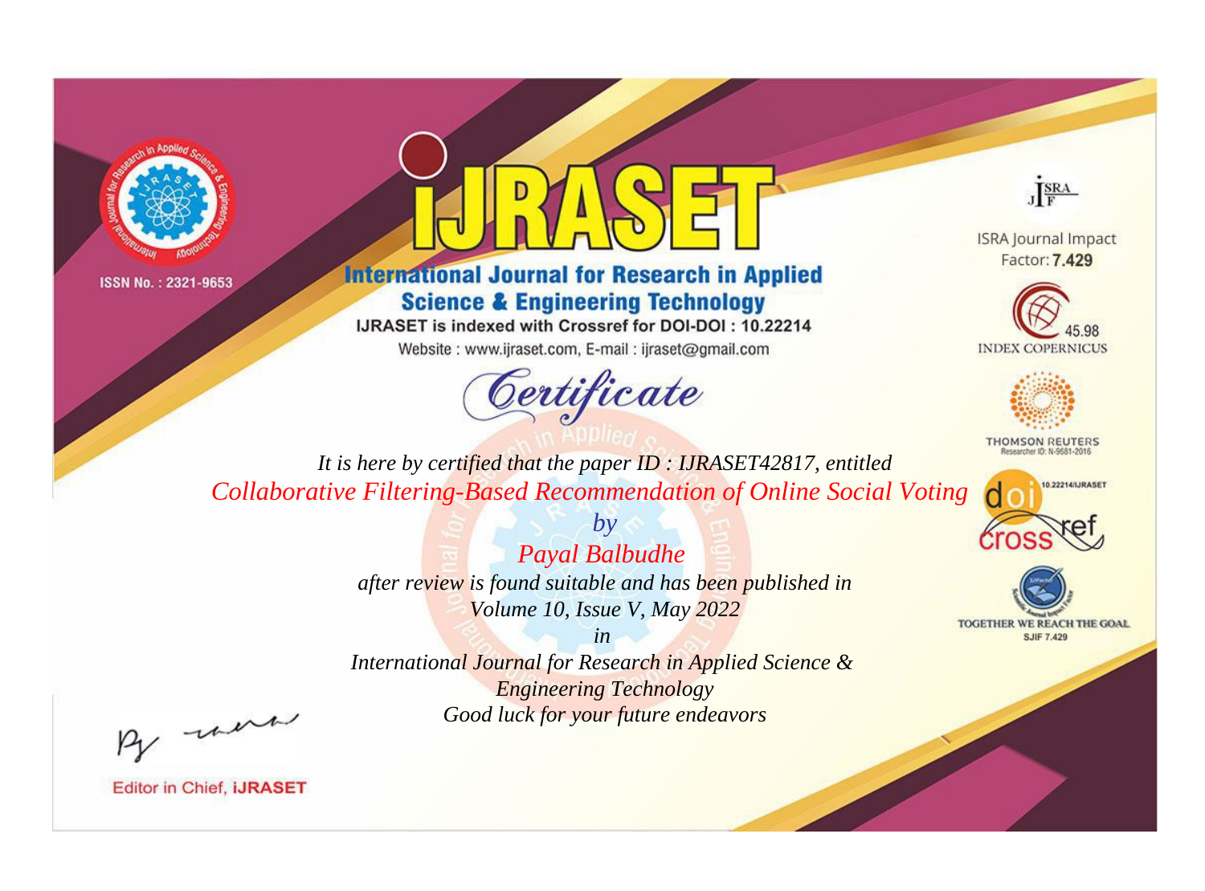ISSN No. : 2321-9653

# IJRASET

## International Journal for Research in Applied Science & Engineering Technology

IJRASET is indexed with Crossref for DOI-DOI : 10.22214

Website : www.ijraset.com, E-mail : ijraset@gmail.com

ISRA Journal Impact Factor: **7.429**

45.98 INDEX COPERNICUS

THOMSON REUTERS Researcher ID: N-9681-2016

10.22214/IJRASET

TOGETHER WE REACH THE GOAL SJIF 7.429

*Certificate*

*It is here by certified that the paper ID : IJRASET42817, entitled*

*Collaborative Filtering-Based Recommendation of Online Social Voting*

*by*

*Payal Balbudhe*

*after review is found suitable and has been published in*

*Volume 10, Issue V, May 2022*

*in*

*International Journal for Research in Applied Science & Engineering Technology*

*Good luck for your future endeavors*

Editor in Chief, **iJRASET**